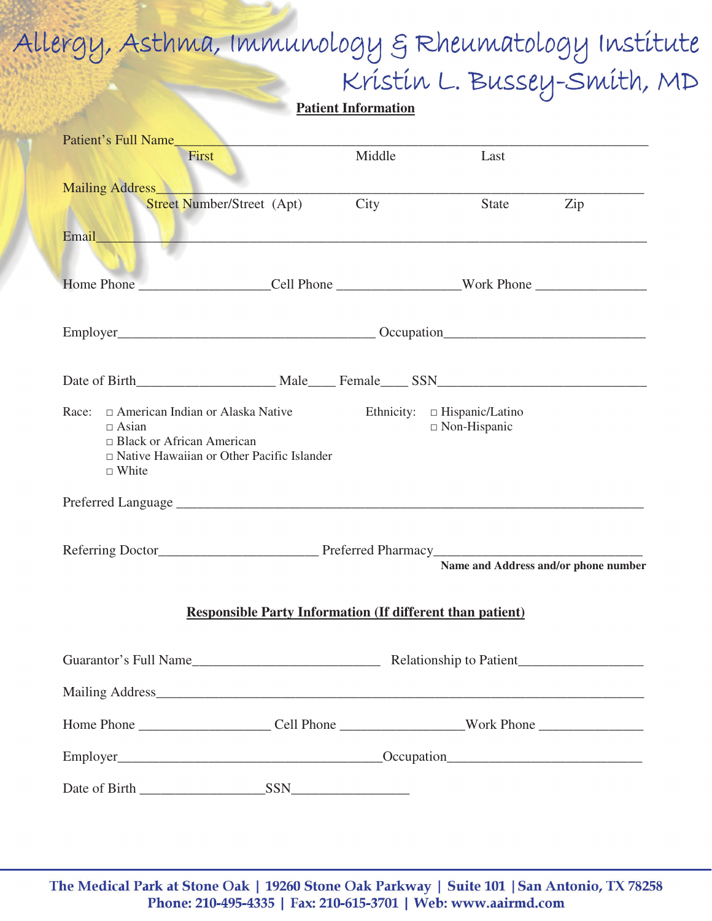# Allergy, Asthma, Immunology & Rheumatology Institute

## Kristin L. Bussey-Smith, MD

**Patient Information**

Patient's Full Name\_\_\_\_\_\_\_\_\_\_\_\_\_\_\_\_\_\_\_\_\_\_\_\_\_\_\_\_\_\_\_\_\_\_\_\_\_\_\_\_\_\_\_\_\_\_\_\_\_\_\_\_\_\_\_\_\_\_\_\_
First Middle Last

Mailing Address\_\_\_\_\_\_\_\_\_\_\_\_\_\_\_\_\_\_\_\_\_\_\_\_\_\_\_\_\_\_\_\_\_\_\_\_\_\_\_\_\_\_\_\_\_\_\_\_\_\_\_\_\_\_\_\_\_\_\_\_\_\_
Street Number/Street (Apt) City State Zip

Email\_\_\_\_\_\_\_\_\_\_\_\_\_\_\_\_\_\_\_\_\_\_\_\_\_\_\_\_\_\_\_\_\_\_\_\_\_\_\_\_\_\_\_\_\_\_\_\_\_\_\_\_\_\_\_\_\_\_\_\_\_\_\_\_\_\_\_\_\_

Home Phone \_\_\_\_\_\_\_\_\_\_\_\_\_\_\_\_\_\_Cell Phone \_\_\_\_\_\_\_\_\_\_\_\_\_\_\_\_\_Work Phone \_\_\_\_\_\_\_\_\_\_\_\_\_\_\_\_

Employer\_\_\_\_\_\_\_\_\_\_\_\_\_\_\_\_\_\_\_\_\_\_\_\_\_\_\_\_\_\_\_\_\_\_\_\_\_\_ Occupation\_\_\_\_\_\_\_\_\_\_\_\_\_\_\_\_\_\_\_\_\_\_\_\_\_\_\_

Date of Birth\_\_\_\_\_\_\_\_\_\_\_\_\_\_\_\_\_\_\_ Male\_\_\_\_ Female\_\_\_\_ SSN\_\_\_\_\_\_\_\_\_\_\_\_\_\_\_\_\_\_\_\_\_\_\_\_\_\_\_\_\_

Race:
- □ American Indian or Alaska Native
- □ Asian
- □ Black or African American
- □ Native Hawaiian or Other Pacific Islander
- □ White

Ethnicity:
- □ Hispanic/Latino
- □ Non-Hispanic

Preferred Language \_\_\_\_\_\_\_\_\_\_\_\_\_\_\_\_\_\_\_\_\_\_\_\_\_\_\_\_\_\_\_\_\_\_\_\_\_\_\_\_\_\_\_\_\_\_\_\_\_\_\_\_\_\_\_\_\_\_\_\_\_\_

Referring Doctor\_\_\_\_\_\_\_\_\_\_\_\_\_\_\_\_\_\_\_\_\_\_\_ Preferred Pharmacy\_\_\_\_\_\_\_\_\_\_\_\_\_\_\_\_\_\_\_\_\_\_\_\_\_\_\_\_\_
**Name and Address and/or phone number**

**Responsible Party Information (If different than patient)**

Guarantor's Full Name\_\_\_\_\_\_\_\_\_\_\_\_\_\_\_\_\_\_\_\_\_\_\_\_\_\_\_ Relationship to Patient\_\_\_\_\_\_\_\_\_\_\_\_\_\_\_\_\_\_

Mailing Address\_\_\_\_\_\_\_\_\_\_\_\_\_\_\_\_\_\_\_\_\_\_\_\_\_\_\_\_\_\_\_\_\_\_\_\_\_\_\_\_\_\_\_\_\_\_\_\_\_\_\_\_\_\_\_\_\_\_\_\_\_\_\_\_

Home Phone \_\_\_\_\_\_\_\_\_\_\_\_\_\_\_\_\_\_\_ Cell Phone \_\_\_\_\_\_\_\_\_\_\_\_\_\_\_\_\_\_Work Phone \_\_\_\_\_\_\_\_\_\_\_\_\_\_\_

Employer\_\_\_\_\_\_\_\_\_\_\_\_\_\_\_\_\_\_\_\_\_\_\_\_\_\_\_\_\_\_\_\_\_\_\_\_\_\_\_Occupation\_\_\_\_\_\_\_\_\_\_\_\_\_\_\_\_\_\_\_\_\_\_\_\_\_\_\_\_

Date of Birth \_\_\_\_\_\_\_\_\_\_\_\_\_\_\_\_\_\_SSN\_\_\_\_\_\_\_\_\_\_\_\_\_\_\_\_\_

**The Medical Park at Stone Oak | 19260 Stone Oak Parkway | Suite 101 | San Antonio, TX 78258**
**Phone: 210-495-4335 | Fax: 210-615-3701 | Web: www.aairmd.com**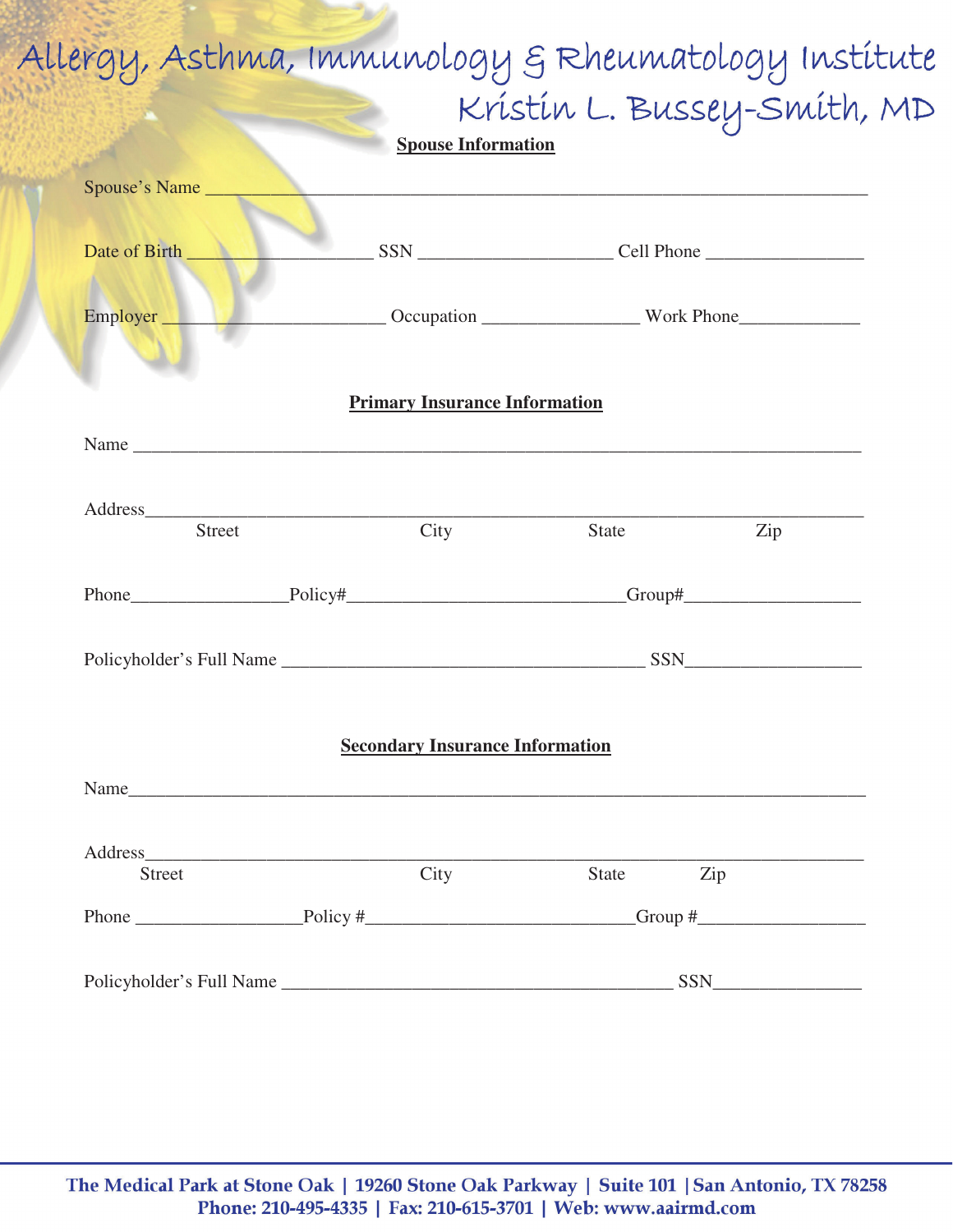# Allergy, Asthma, Immunology & Rheumatology Institute

## Kristin L. Bussey-Smith, MD

### Spouse Information

Spouse's Name ___________________________________________________________________________

Date of Birth ____________________ SSN _____________________ Cell Phone _________________

Employer ________________________ Occupation _________________ Work Phone_____________

### Primary Insurance Information

Name ____________________________________________________________________________

Address__________________________________________________________________________
Street City State Zip

Phone_________________Policy#______________________________Group#___________________

Policyholder's Full Name ________________________________________ SSN___________________

### Secondary Insurance Information

Name_____________________________________________________________________________

Address__________________________________________________________________________
Street City State Zip

Phone __________________Policy #_____________________________Group #__________________

Policyholder's Full Name ____________________________________________ SSN________________

The Medical Park at Stone Oak | 19260 Stone Oak Parkway | Suite 101 | San Antonio, TX 78258
Phone: 210-495-4335 | Fax: 210-615-3701 | Web: www.aairmd.com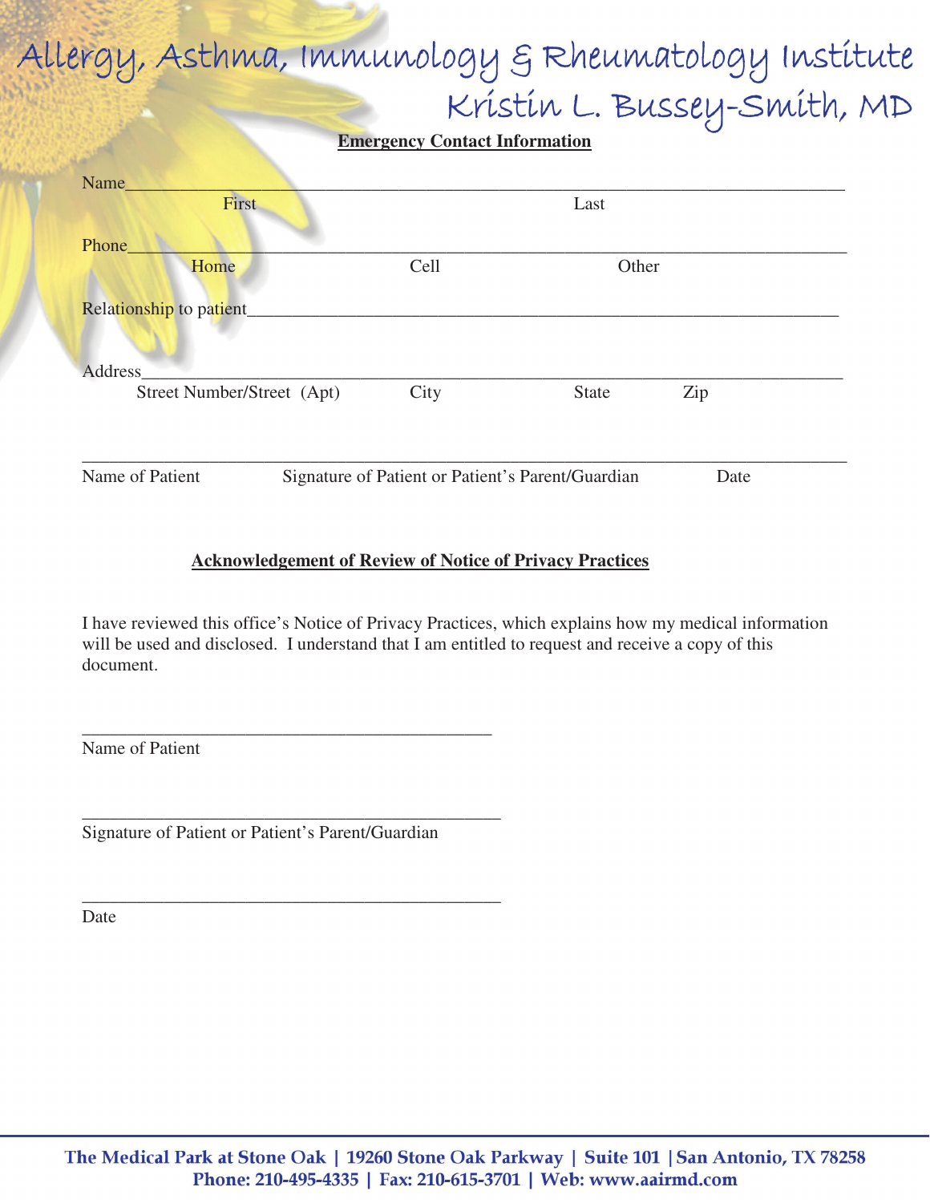# Allergy, Asthma, Immunology & Rheumatology Institute

## Kristin L. Bussey-Smith, MD

**Emergency Contact Information**

Name_______________________________________________________________________________
First Last

Phone______________________________________________________________________________
Home Cell Other

Relationship to patient_______________________________________________________________

Address____________________________________________________________________________
Street Number/Street (Apt) City State Zip

___________________________________________________________________________________
Name of Patient Signature of Patient or Patient's Parent/Guardian Date

**Acknowledgement of Review of Notice of Privacy Practices**

I have reviewed this office's Notice of Privacy Practices, which explains how my medical information will be used and disclosed. I understand that I am entitled to request and receive a copy of this document.

_______________________________________________
Name of Patient

_______________________________________________
Signature of Patient or Patient's Parent/Guardian

_______________________________________________
Date

The Medical Park at Stone Oak | 19260 Stone Oak Parkway | Suite 101 | San Antonio, TX 78258
Phone: 210-495-4335 | Fax: 210-615-3701 | Web: www.aairmd.com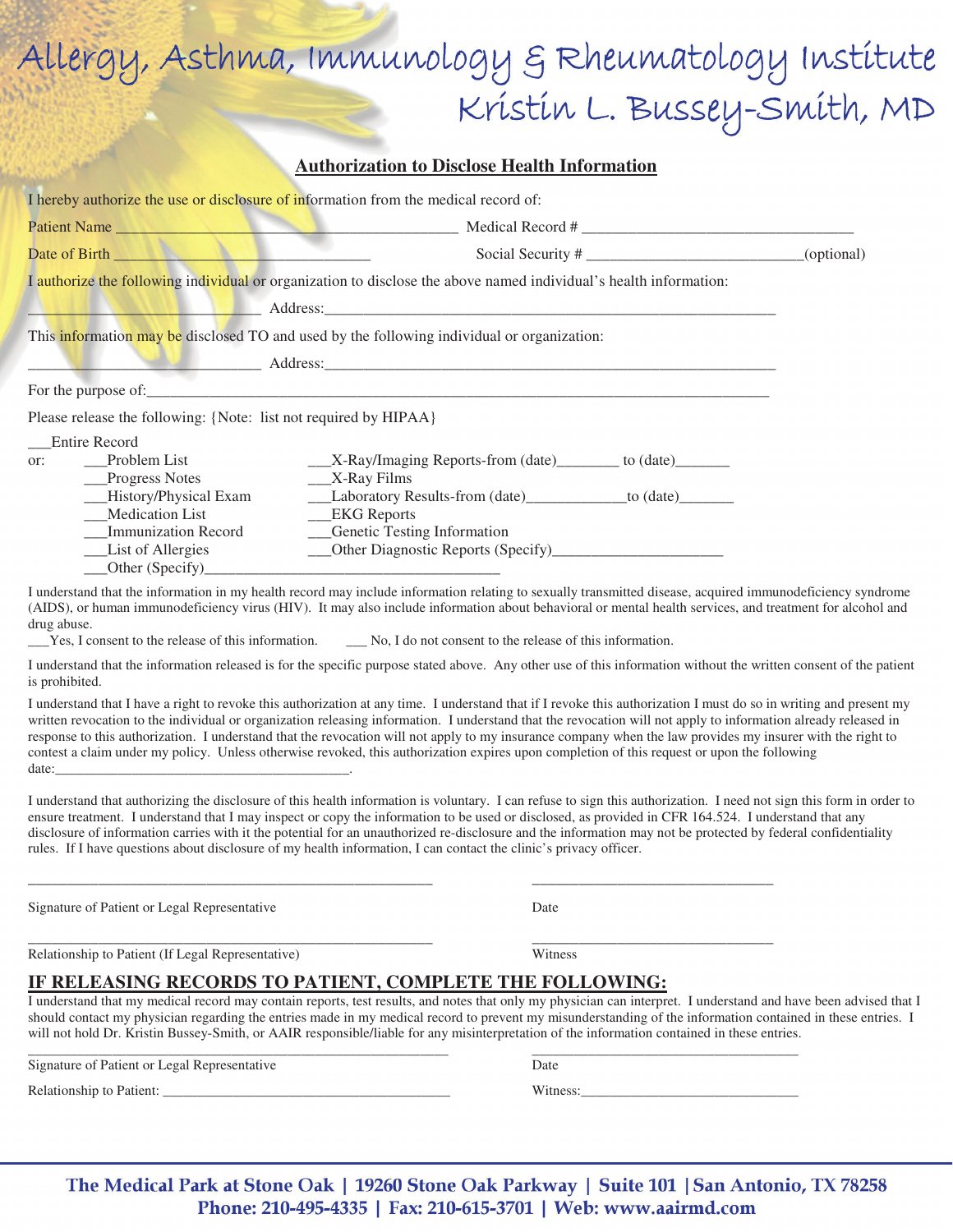# Allergy, Asthma, Immunology & Rheumatology Institute
## Kristin L. Bussey-Smith, MD

**Authorization to Disclose Health Information**

I hereby authorize the use or disclosure of information from the medical record of:

Patient Name ___________________________________________ Medical Record # ___________________________________

Date of Birth ________________________________ Social Security # ___________________________(optional)

I authorize the following individual or organization to disclose the above named individual's health information:

_____________________________ Address:_______________________________________________________________

This information may be disclosed TO and used by the following individual or organization:

_____________________________ Address:_______________________________________________________________

For the purpose of:_________________________________________________________________________________

Please release the following: {Note: list not required by HIPAA}

___Entire Record

or:

- ___Problem List
- ___Progress Notes
- ___History/Physical Exam
- ___Medication List
- ___Immunization Record
- ___List of Allergies
- ___Other (Specify)______________________________________
- ___X-Ray/Imaging Reports-from (date)________ to (date)_______
- ___X-Ray Films
- ___Laboratory Results-from (date)_____________to (date)_______
- ___EKG Reports
- ___Genetic Testing Information
- ___Other Diagnostic Reports (Specify)______________________

I understand that the information in my health record may include information relating to sexually transmitted disease, acquired immunodeficiency syndrome (AIDS), or human immunodeficiency virus (HIV). It may also include information about behavioral or mental health services, and treatment for alcohol and drug abuse.

___Yes, I consent to the release of this information. ___ No, I do not consent to the release of this information.

I understand that the information released is for the specific purpose stated above. Any other use of this information without the written consent of the patient is prohibited.

I understand that I have a right to revoke this authorization at any time. I understand that if I revoke this authorization I must do so in writing and present my written revocation to the individual or organization releasing information. I understand that the revocation will not apply to information already released in response to this authorization. I understand that the revocation will not apply to my insurance company when the law provides my insurer with the right to contest a claim under my policy. Unless otherwise revoked, this authorization expires upon completion of this request or upon the following date:_________________________________________.

I understand that authorizing the disclosure of this health information is voluntary. I can refuse to sign this authorization. I need not sign this form in order to ensure treatment. I understand that I may inspect or copy the information to be used or disclosed, as provided in CFR 164.524. I understand that any disclosure of information carries with it the potential for an unauthorized re-disclosure and the information may not be protected by federal confidentiality rules. If I have questions about disclosure of my health information, I can contact the clinic's privacy officer.

_________________________________________________________ _________________________________

Signature of Patient or Legal Representative Date

_________________________________________________________ _________________________________

Relationship to Patient (If Legal Representative) Witness

**IF RELEASING RECORDS TO PATIENT, COMPLETE THE FOLLOWING:**

I understand that my medical record may contain reports, test results, and notes that only my physician can interpret. I understand and have been advised that I should contact my physician regarding the entries made in my medical record to prevent my misunderstanding of the information contained in these entries. I will not hold Dr. Kristin Bussey-Smith, or AAIR responsible/liable for any misinterpretation of the information contained in these entries.

___________________________________________________________ _____________________________________

Signature of Patient or Legal Representative Date

Relationship to Patient: ________________________________________ Witness:_______________________________

**The Medical Park at Stone Oak | 19260 Stone Oak Parkway | Suite 101 | San Antonio, TX 78258**
**Phone: 210-495-4335 | Fax: 210-615-3701 | Web: www.aairmd.com**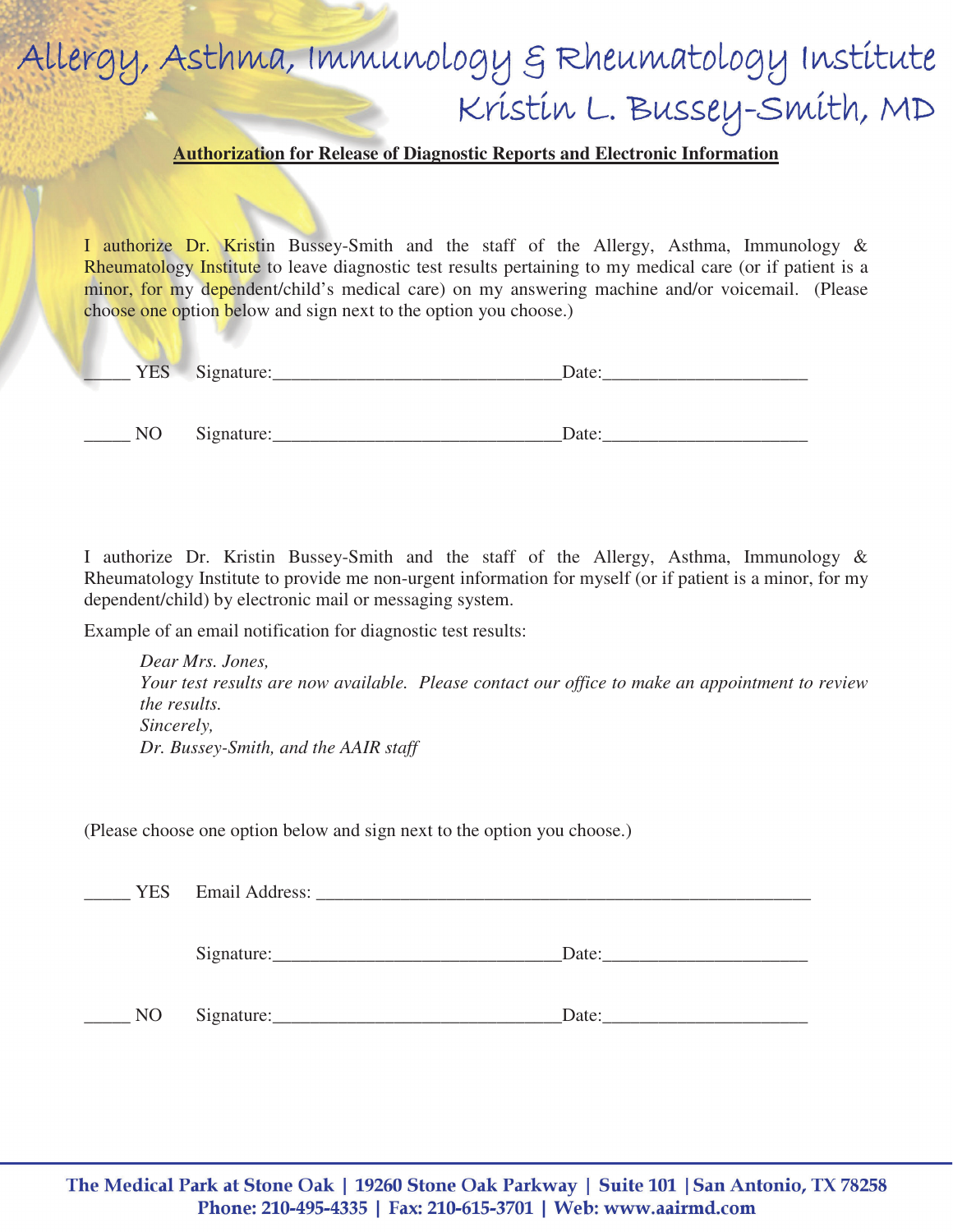# Allergy, Asthma, Immunology & Rheumatology Institute

## Kristin L. Bussey-Smith, MD

**Authorization for Release of Diagnostic Reports and Electronic Information**

I authorize Dr. Kristin Bussey-Smith and the staff of the Allergy, Asthma, Immunology & Rheumatology Institute to leave diagnostic test results pertaining to my medical care (or if patient is a minor, for my dependent/child's medical care) on my answering machine and/or voicemail. (Please choose one option below and sign next to the option you choose.)

_____ YES Signature:_______________________________Date:_____________________

_____ NO Signature:_______________________________Date:_____________________

I authorize Dr. Kristin Bussey-Smith and the staff of the Allergy, Asthma, Immunology & Rheumatology Institute to provide me non-urgent information for myself (or if patient is a minor, for my dependent/child) by electronic mail or messaging system.

Example of an email notification for diagnostic test results:

> *Dear Mrs. Jones,*
> *Your test results are now available. Please contact our office to make an appointment to review the results.*
> *Sincerely,*
> *Dr. Bussey-Smith, and the AAIR staff*

(Please choose one option below and sign next to the option you choose.)

_____ YES Email Address: ____________________________________________________

Signature:_______________________________Date:_____________________

_____ NO Signature:_______________________________Date:_____________________

The Medical Park at Stone Oak | 19260 Stone Oak Parkway | Suite 101 | San Antonio, TX 78258
Phone: 210-495-4335 | Fax: 210-615-3701 | Web: www.aairmd.com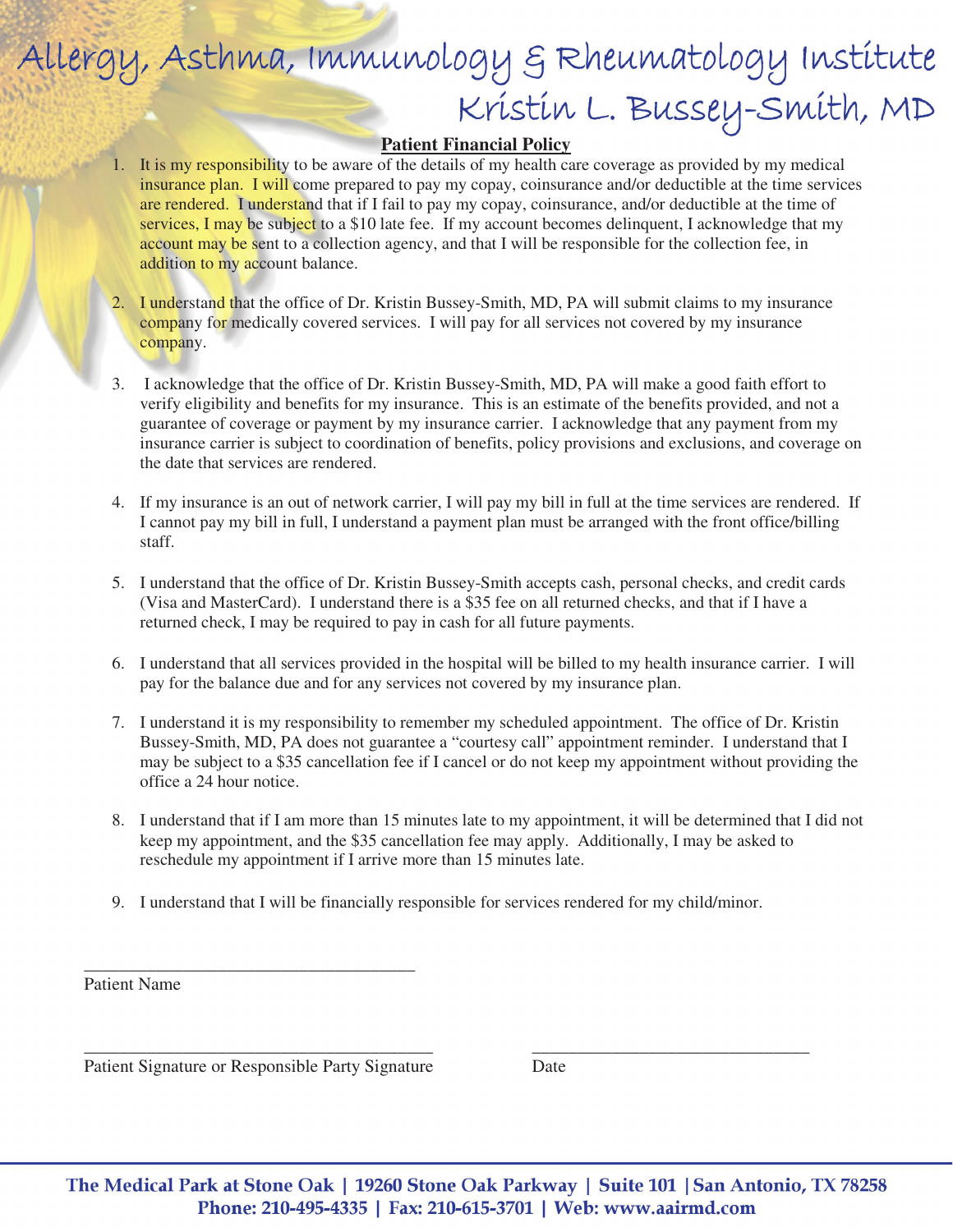# Allergy, Asthma, Immunology & Rheumatology Institute

## Kristin L. Bussey-Smith, MD

**Patient Financial Policy**

1. It is my responsibility to be aware of the details of my health care coverage as provided by my medical insurance plan. I will come prepared to pay my copay, coinsurance and/or deductible at the time services are rendered. I understand that if I fail to pay my copay, coinsurance, and/or deductible at the time of services, I may be subject to a $10 late fee. If my account becomes delinquent, I acknowledge that my account may be sent to a collection agency, and that I will be responsible for the collection fee, in addition to my account balance.

2. I understand that the office of Dr. Kristin Bussey-Smith, MD, PA will submit claims to my insurance company for medically covered services. I will pay for all services not covered by my insurance company.

3. I acknowledge that the office of Dr. Kristin Bussey-Smith, MD, PA will make a good faith effort to verify eligibility and benefits for my insurance. This is an estimate of the benefits provided, and not a guarantee of coverage or payment by my insurance carrier. I acknowledge that any payment from my insurance carrier is subject to coordination of benefits, policy provisions and exclusions, and coverage on the date that services are rendered.

4. If my insurance is an out of network carrier, I will pay my bill in full at the time services are rendered. If I cannot pay my bill in full, I understand a payment plan must be arranged with the front office/billing staff.

5. I understand that the office of Dr. Kristin Bussey-Smith accepts cash, personal checks, and credit cards (Visa and MasterCard). I understand there is a $35 fee on all returned checks, and that if I have a returned check, I may be required to pay in cash for all future payments.

6. I understand that all services provided in the hospital will be billed to my health insurance carrier. I will pay for the balance due and for any services not covered by my insurance plan.

7. I understand it is my responsibility to remember my scheduled appointment. The office of Dr. Kristin Bussey-Smith, MD, PA does not guarantee a "courtesy call" appointment reminder. I understand that I may be subject to a $35 cancellation fee if I cancel or do not keep my appointment without providing the office a 24 hour notice.

8. I understand that if I am more than 15 minutes late to my appointment, it will be determined that I did not keep my appointment, and the $35 cancellation fee may apply. Additionally, I may be asked to reschedule my appointment if I arrive more than 15 minutes late.

9. I understand that I will be financially responsible for services rendered for my child/minor.

\_\_\_\_\_\_\_\_\_\_\_\_\_\_\_\_\_\_\_\_\_\_\_\_\_\_\_\_\_\_\_\_\_\_\_\_\_\_
Patient Name

\_\_\_\_\_\_\_\_\_\_\_\_\_\_\_\_\_\_\_\_\_\_\_\_\_\_\_\_\_\_\_\_\_\_\_\_\_\_ \_\_\_\_\_\_\_\_\_\_\_\_\_\_\_\_\_\_\_\_\_\_\_\_\_\_\_\_\_\_
Patient Signature or Responsible Party Signature Date

**The Medical Park at Stone Oak | 19260 Stone Oak Parkway | Suite 101 | San Antonio, TX 78258**
**Phone: 210-495-4335 | Fax: 210-615-3701 | Web: www.aairmd.com**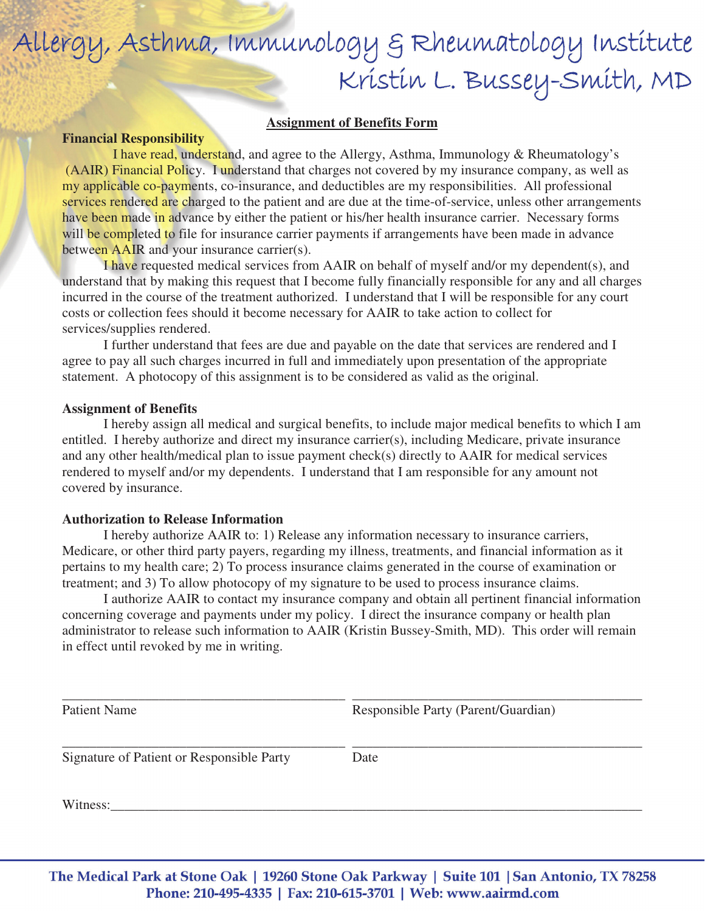# Allergy, Asthma, Immunology & Rheumatology Institute

## Kristin L. Bussey-Smith, MD

**Assignment of Benefits Form**

**Financial Responsibility**

I have read, understand, and agree to the Allergy, Asthma, Immunology & Rheumatology's (AAIR) Financial Policy. I understand that charges not covered by my insurance company, as well as my applicable co-payments, co-insurance, and deductibles are my responsibilities. All professional services rendered are charged to the patient and are due at the time-of-service, unless other arrangements have been made in advance by either the patient or his/her health insurance carrier. Necessary forms will be completed to file for insurance carrier payments if arrangements have been made in advance between AAIR and your insurance carrier(s).

I have requested medical services from AAIR on behalf of myself and/or my dependent(s), and understand that by making this request that I become fully financially responsible for any and all charges incurred in the course of the treatment authorized. I understand that I will be responsible for any court costs or collection fees should it become necessary for AAIR to take action to collect for services/supplies rendered.

I further understand that fees are due and payable on the date that services are rendered and I agree to pay all such charges incurred in full and immediately upon presentation of the appropriate statement. A photocopy of this assignment is to be considered as valid as the original.

**Assignment of Benefits**

I hereby assign all medical and surgical benefits, to include major medical benefits to which I am entitled. I hereby authorize and direct my insurance carrier(s), including Medicare, private insurance and any other health/medical plan to issue payment check(s) directly to AAIR for medical services rendered to myself and/or my dependents. I understand that I am responsible for any amount not covered by insurance.

**Authorization to Release Information**

I hereby authorize AAIR to: 1) Release any information necessary to insurance carriers, Medicare, or other third party payers, regarding my illness, treatments, and financial information as it pertains to my health care; 2) To process insurance claims generated in the course of examination or treatment; and 3) To allow photocopy of my signature to be used to process insurance claims.

I authorize AAIR to contact my insurance company and obtain all pertinent financial information concerning coverage and payments under my policy. I direct the insurance company or health plan administrator to release such information to AAIR (Kristin Bussey-Smith, MD). This order will remain in effect until revoked by me in writing.

____________________________________________ ____________________________________________

Patient Name Responsible Party (Parent/Guardian)

____________________________________________ ____________________________________________

Signature of Patient or Responsible Party Date

Witness:________________________________________________________________________________

**The Medical Park at Stone Oak | 19260 Stone Oak Parkway | Suite 101 | San Antonio, TX 78258**
**Phone: 210-495-4335 | Fax: 210-615-3701 | Web: www.aairmd.com**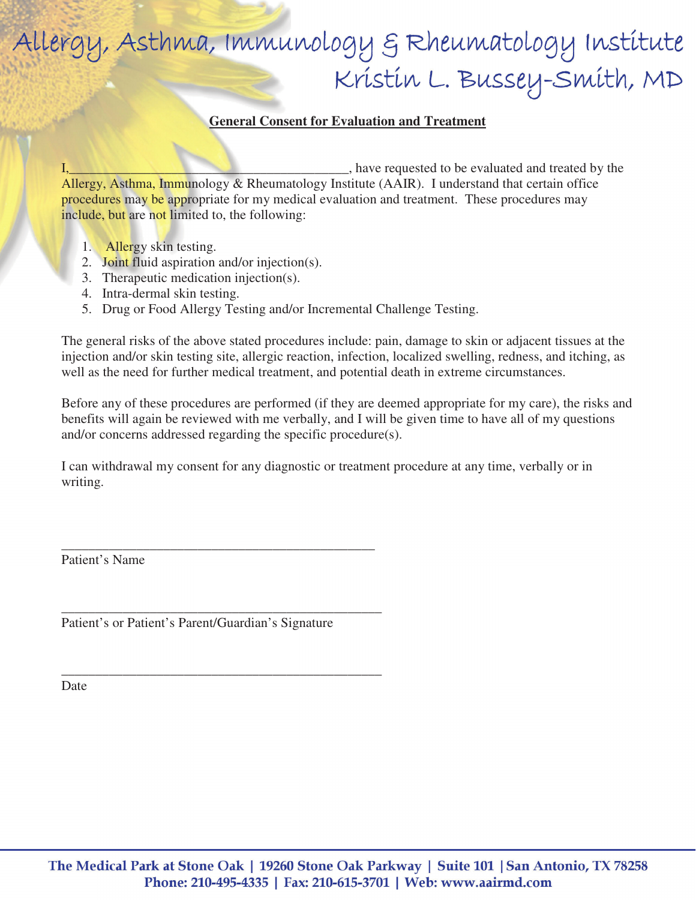# Allergy, Asthma, Immunology & Rheumatology Institute

## Kristin L. Bussey-Smith, MD

**General Consent for Evaluation and Treatment**

I,_________________________________________, have requested to be evaluated and treated by the Allergy, Asthma, Immunology & Rheumatology Institute (AAIR). I understand that certain office procedures may be appropriate for my medical evaluation and treatment. These procedures may include, but are not limited to, the following:

1. Allergy skin testing.
2. Joint fluid aspiration and/or injection(s).
3. Therapeutic medication injection(s).
4. Intra-dermal skin testing.
5. Drug or Food Allergy Testing and/or Incremental Challenge Testing.

The general risks of the above stated procedures include: pain, damage to skin or adjacent tissues at the injection and/or skin testing site, allergic reaction, infection, localized swelling, redness, and itching, as well as the need for further medical treatment, and potential death in extreme circumstances.

Before any of these procedures are performed (if they are deemed appropriate for my care), the risks and benefits will again be reviewed with me verbally, and I will be given time to have all of my questions and/or concerns addressed regarding the specific procedure(s).

I can withdrawal my consent for any diagnostic or treatment procedure at any time, verbally or in writing.

_________________________________________________

Patient's Name

_________________________________________________

Patient's or Patient's Parent/Guardian's Signature

_________________________________________________

Date

The Medical Park at Stone Oak | 19260 Stone Oak Parkway | Suite 101 | San Antonio, TX 78258
Phone: 210-495-4335 | Fax: 210-615-3701 | Web: www.aairmd.com